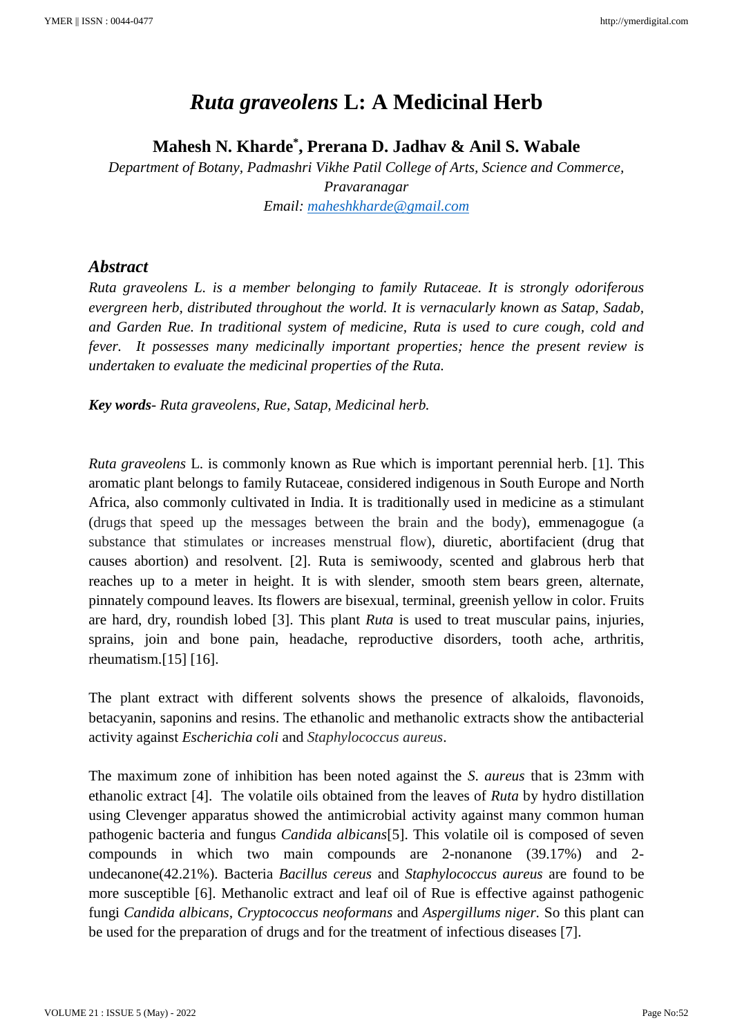# *Ruta graveolens* L: A Medicinal Herb

**Mahesh N. Kharde[*], Prerana D. Jadhav & Anil S. Wabale**

*Department of Botany, Padmashri Vikhe Patil College of Arts, Science and Commerce, Pravaranagar*

*Email: maheshkharde@gmail.com*

## *Abstract*

*Ruta graveolens L. is a member belonging to family Rutaceae. It is strongly odoriferous evergreen herb, distributed throughout the world. It is vernacularly known as Satap, Sadab, and Garden Rue. In traditional system of medicine, Ruta is used to cure cough, cold and fever. It possesses many medicinally important properties; hence the present review is undertaken to evaluate the medicinal properties of the Ruta.*

***Key words****- Ruta graveolens, Rue, Satap, Medicinal herb.*

*Ruta graveolens* L. is commonly known as Rue which is important perennial herb. [1]. This aromatic plant belongs to family Rutaceae, considered indigenous in South Europe and North Africa, also commonly cultivated in India. It is traditionally used in medicine as a stimulant (drugs that speed up the messages between the brain and the body), emmenagogue (a substance that stimulates or increases menstrual flow), diuretic, abortifacient (drug that causes abortion) and resolvent. [2]. Ruta is semiwoody, scented and glabrous herb that reaches up to a meter in height. It is with slender, smooth stem bears green, alternate, pinnately compound leaves. Its flowers are bisexual, terminal, greenish yellow in color. Fruits are hard, dry, roundish lobed [3]. This plant *Ruta* is used to treat muscular pains, injuries, sprains, join and bone pain, headache, reproductive disorders, tooth ache, arthritis, rheumatism.[15] [16].

The plant extract with different solvents shows the presence of alkaloids, flavonoids, betacyanin, saponins and resins. The ethanolic and methanolic extracts show the antibacterial activity against *Escherichia coli* and *Staphylococcus aureus*.

The maximum zone of inhibition has been noted against the *S. aureus* that is 23mm with ethanolic extract [4]. The volatile oils obtained from the leaves of *Ruta* by hydro distillation using Clevenger apparatus showed the antimicrobial activity against many common human pathogenic bacteria and fungus *Candida albicans*[5]. This volatile oil is composed of seven compounds in which two main compounds are 2-nonanone (39.17%) and 2-undecanone(42.21%). Bacteria *Bacillus cereus* and *Staphylococcus aureus* are found to be more susceptible [6]. Methanolic extract and leaf oil of Rue is effective against pathogenic fungi *Candida albicans, Cryptococcus neoformans* and *Aspergillums niger.* So this plant can be used for the preparation of drugs and for the treatment of infectious diseases [7].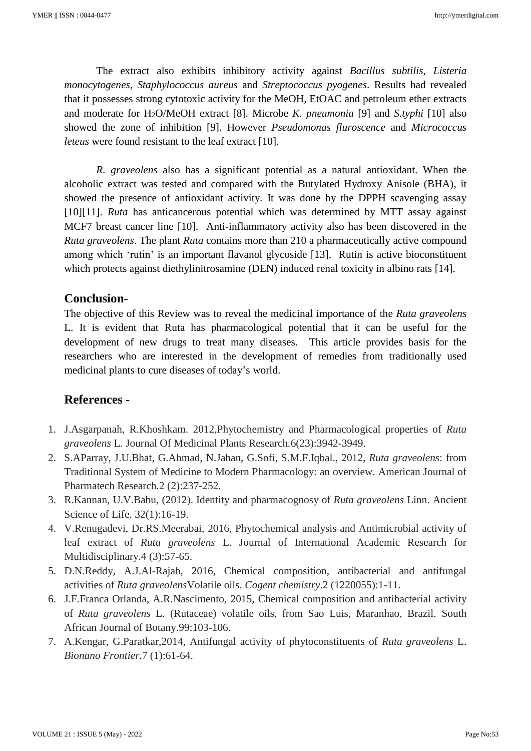The extract also exhibits inhibitory activity against *Bacillus subtilis*, *Listeria monocytogenes*, *Staphylococcus aureus* and *Streptococcus pyogenes*. Results had revealed that it possesses strong cytotoxic activity for the MeOH, EtOAC and petroleum ether extracts and moderate for $H_2O$/MeOH extract [8]. Microbe *K. pneumonia* [9] and *S.typhi* [10] also showed the zone of inhibition [9]. However *Pseudomonas fluroscence* and *Micrococcus leteus* were found resistant to the leaf extract [10].

*R. graveolens* also has a significant potential as a natural antioxidant. When the alcoholic extract was tested and compared with the Butylated Hydroxy Anisole (BHA), it showed the presence of antioxidant activity. It was done by the DPPH scavenging assay [10][11]. *Ruta* has anticancerous potential which was determined by MTT assay against MCF7 breast cancer line [10]. Anti-inflammatory activity also has been discovered in the *Ruta graveolens*. The plant *Ruta* contains more than 210 a pharmaceutically active compound among which 'rutin' is an important flavanol glycoside [13]. Rutin is active bioconstituent which protects against diethylinitrosamine (DEN) induced renal toxicity in albino rats [14].

## Conclusion-

The objective of this Review was to reveal the medicinal importance of the *Ruta graveolens* L. It is evident that Ruta has pharmacological potential that it can be useful for the development of new drugs to treat many diseases. This article provides basis for the researchers who are interested in the development of remedies from traditionally used medicinal plants to cure diseases of today's world.

## References -

1. J.Asgarpanah, R.Khoshkam. 2012,Phytochemistry and Pharmacological properties of *Ruta graveolens* L. Journal Of Medicinal Plants Research.6(23):3942-3949.
2. S.AParray, J.U.Bhat, G.Ahmad, N.Jahan, G.Sofi, S.M.F.Iqbal., 2012, *Ruta graveolens*: from Traditional System of Medicine to Modern Pharmacology: an overview. American Journal of Pharmatech Research.2 (2):237-252.
3. R.Kannan, U.V.Babu, (2012). Identity and pharmacognosy of *Ruta graveolens* Linn. Ancient Science of Life. 32(1):16-19.
4. V.Renugadevi, Dr.RS.Meerabai, 2016, Phytochemical analysis and Antimicrobial activity of leaf extract of *Ruta graveolens* L. Journal of International Academic Research for Multidisciplinary.4 (3):57-65.
5. D.N.Reddy, A.J.Al-Rajab, 2016, Chemical composition, antibacterial and antifungal activities of *Ruta graveolens*Volatile oils. *Cogent chemistry*.2 (1220055):1-11.
6. J.F.Franca Orlanda, A.R.Nascimento, 2015, Chemical composition and antibacterial activity of *Ruta graveolens* L. (Rutaceae) volatile oils, from Sao Luis, Maranhao, Brazil. South African Journal of Botany.99:103-106.
7. A.Kengar, G.Paratkar,2014, Antifungal activity of phytoconstituents of *Ruta graveolens* L. *Bionano Frontier*.7 (1):61-64.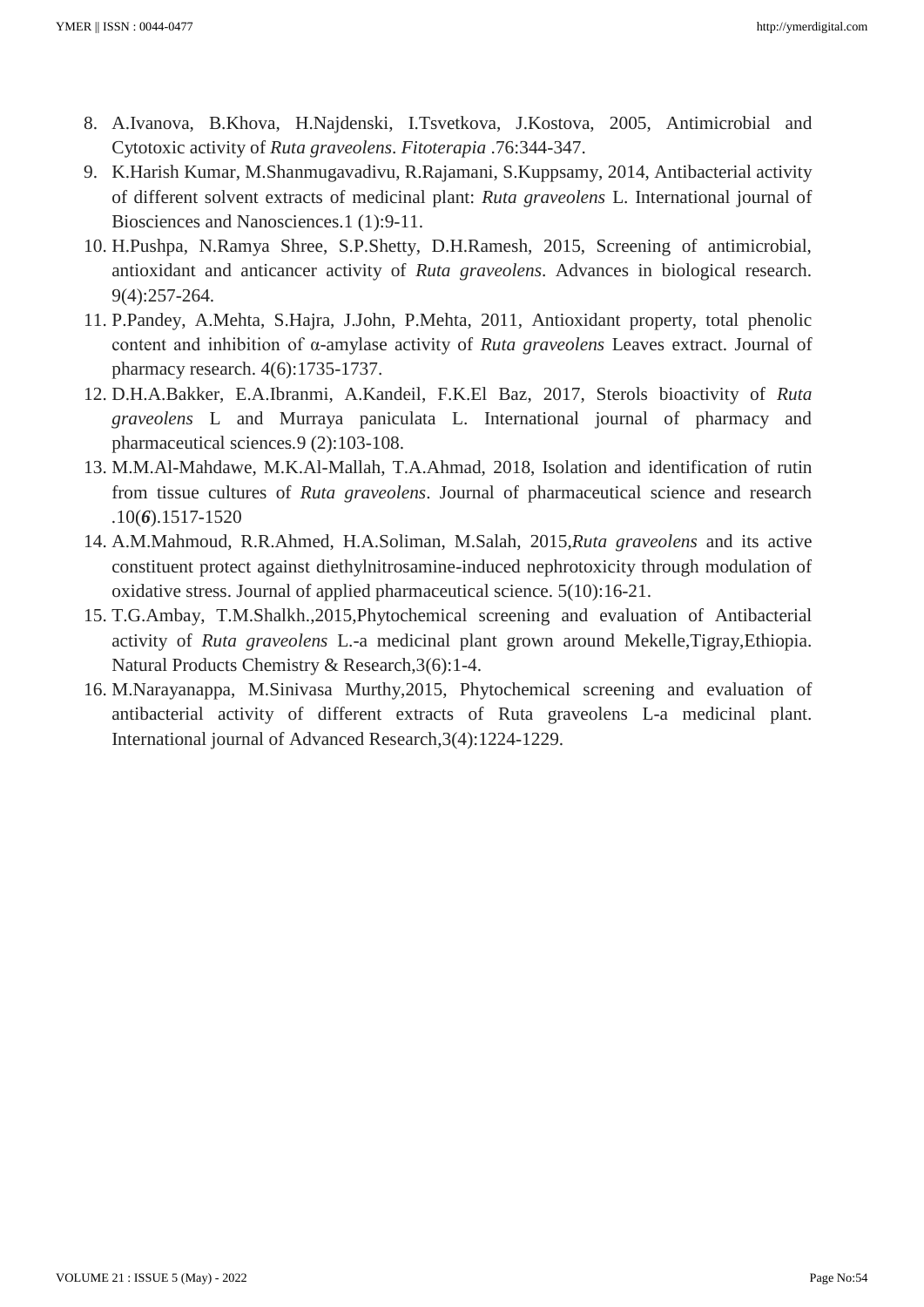8. A.Ivanova, B.Khova, H.Najdenski, I.Tsvetkova, J.Kostova, 2005, Antimicrobial and Cytotoxic activity of *Ruta graveolens*. *Fitoterapia* .76:344-347.
9. K.Harish Kumar, M.Shanmugavadivu, R.Rajamani, S.Kuppsamy, 2014, Antibacterial activity of different solvent extracts of medicinal plant: *Ruta graveolens* L. International journal of Biosciences and Nanosciences.1 (1):9-11.
10. H.Pushpa, N.Ramya Shree, S.P.Shetty, D.H.Ramesh, 2015, Screening of antimicrobial, antioxidant and anticancer activity of *Ruta graveolens*. Advances in biological research. 9(4):257-264.
11. P.Pandey, A.Mehta, S.Hajra, J.John, P.Mehta, 2011, Antioxidant property, total phenolic content and inhibition of α-amylase activity of *Ruta graveolens* Leaves extract. Journal of pharmacy research. 4(6):1735-1737.
12. D.H.A.Bakker, E.A.Ibranmi, A.Kandeil, F.K.El Baz, 2017, Sterols bioactivity of *Ruta graveolens* L and Murraya paniculata L. International journal of pharmacy and pharmaceutical sciences.9 (2):103-108.
13. M.M.Al-Mahdawe, M.K.Al-Mallah, T.A.Ahmad, 2018, Isolation and identification of rutin from tissue cultures of *Ruta graveolens*. Journal of pharmaceutical science and research .10(***6***).1517-1520
14. A.M.Mahmoud, R.R.Ahmed, H.A.Soliman, M.Salah, 2015,*Ruta graveolens* and its active constituent protect against diethylnitrosamine-induced nephrotoxicity through modulation of oxidative stress. Journal of applied pharmaceutical science. 5(10):16-21.
15. T.G.Ambay, T.M.Shalkh.,2015,Phytochemical screening and evaluation of Antibacterial activity of *Ruta graveolens* L.-a medicinal plant grown around Mekelle,Tigray,Ethiopia. Natural Products Chemistry & Research,3(6):1-4.
16. M.Narayanappa, M.Sinivasa Murthy,2015, Phytochemical screening and evaluation of antibacterial activity of different extracts of Ruta graveolens L-a medicinal plant. International journal of Advanced Research,3(4):1224-1229.